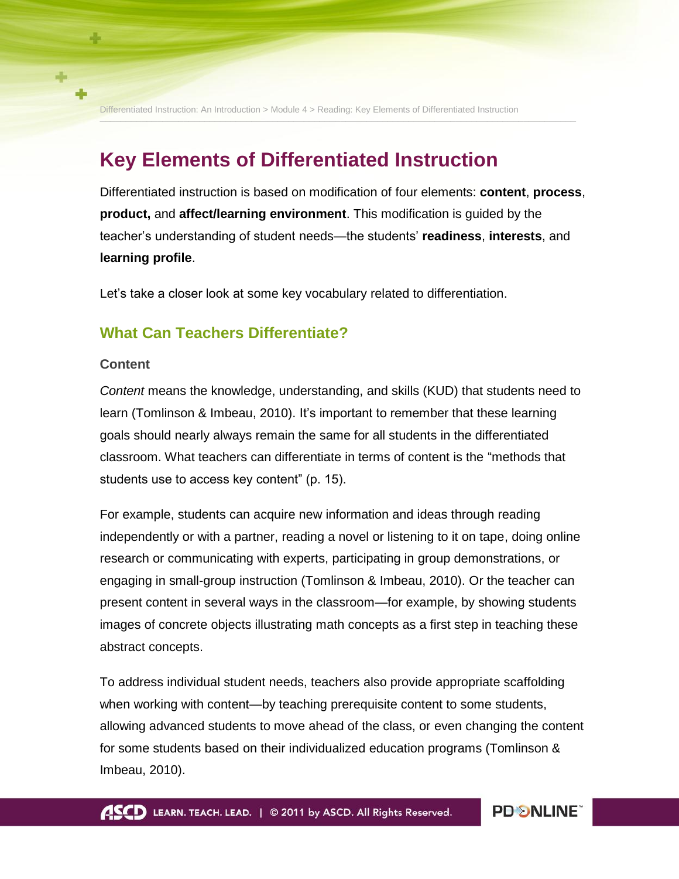# Key Elements of Differentiated Instruction

Differentiated instruction is based on modification of four elements: **content**, **process**, **product,** and **affect/learning environment**. This modification is guided by the teacher's understanding of student needs—the students' **readiness**, **interests**, and **learning profile**.

Let's take a closer look at some key vocabulary related to differentiation.

## What Can Teachers Differentiate?

### Content

*Content* means the knowledge, understanding, and skills (KUD) that students need to learn (Tomlinson & Imbeau, 2010). It's important to remember that these learning goals should nearly always remain the same for all students in the differentiated classroom. What teachers can differentiate in terms of content is the "methods that students use to access key content" (p. 15).

For example, students can acquire new information and ideas through reading independently or with a partner, reading a novel or listening to it on tape, doing online research or communicating with experts, participating in group demonstrations, or engaging in small-group instruction (Tomlinson & Imbeau, 2010). Or the teacher can present content in several ways in the classroom—for example, by showing students images of concrete objects illustrating math concepts as a first step in teaching these abstract concepts.

To address individual student needs, teachers also provide appropriate scaffolding when working with content—by teaching prerequisite content to some students, allowing advanced students to move ahead of the class, or even changing the content for some students based on their individualized education programs (Tomlinson & Imbeau, 2010).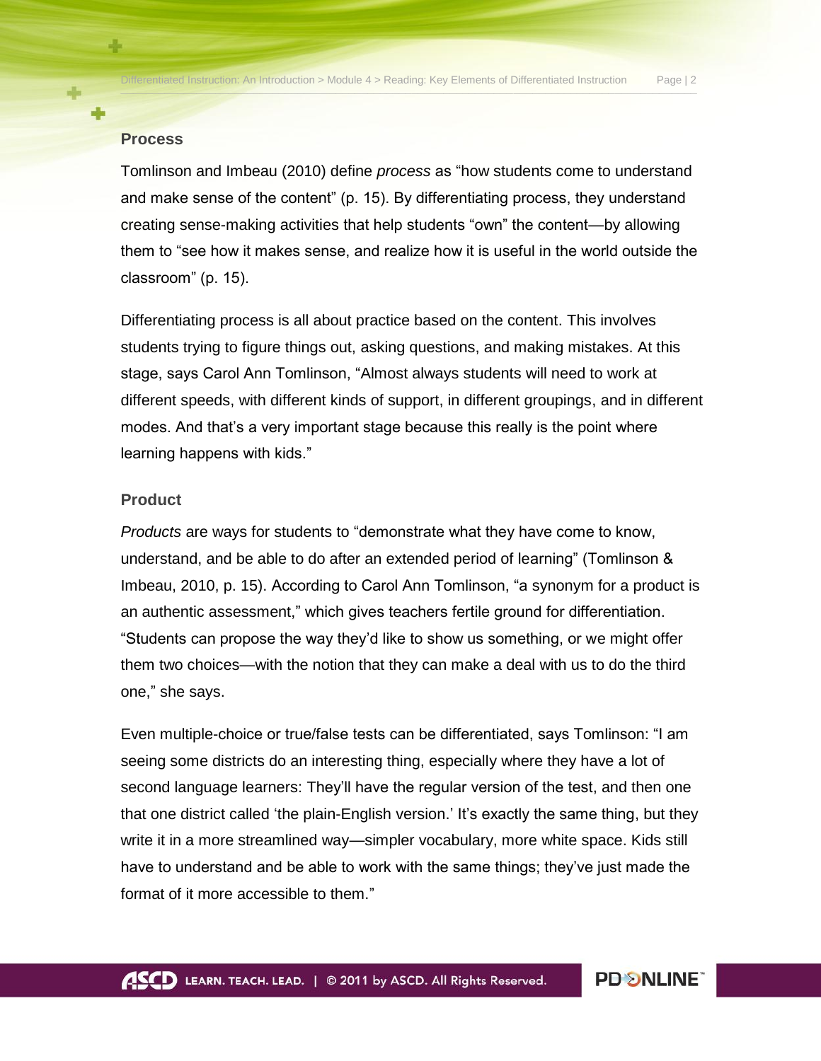### Process

Tomlinson and Imbeau (2010) define *process* as “how students come to understand and make sense of the content” (p. 15). By differentiating process, they understand creating sense-making activities that help students “own” the content—by allowing them to “see how it makes sense, and realize how it is useful in the world outside the classroom” (p. 15).

Differentiating process is all about practice based on the content. This involves students trying to figure things out, asking questions, and making mistakes. At this stage, says Carol Ann Tomlinson, “Almost always students will need to work at different speeds, with different kinds of support, in different groupings, and in different modes. And that’s a very important stage because this really is the point where learning happens with kids.”

### Product

*Products* are ways for students to “demonstrate what they have come to know, understand, and be able to do after an extended period of learning” (Tomlinson & Imbeau, 2010, p. 15). According to Carol Ann Tomlinson, “a synonym for a product is an authentic assessment,” which gives teachers fertile ground for differentiation. “Students can propose the way they’d like to show us something, or we might offer them two choices—with the notion that they can make a deal with us to do the third one,” she says.

Even multiple-choice or true/false tests can be differentiated, says Tomlinson: “I am seeing some districts do an interesting thing, especially where they have a lot of second language learners: They’ll have the regular version of the test, and then one that one district called ‘the plain-English version.’ It’s exactly the same thing, but they write it in a more streamlined way—simpler vocabulary, more white space. Kids still have to understand and be able to work with the same things; they’ve just made the format of it more accessible to them.”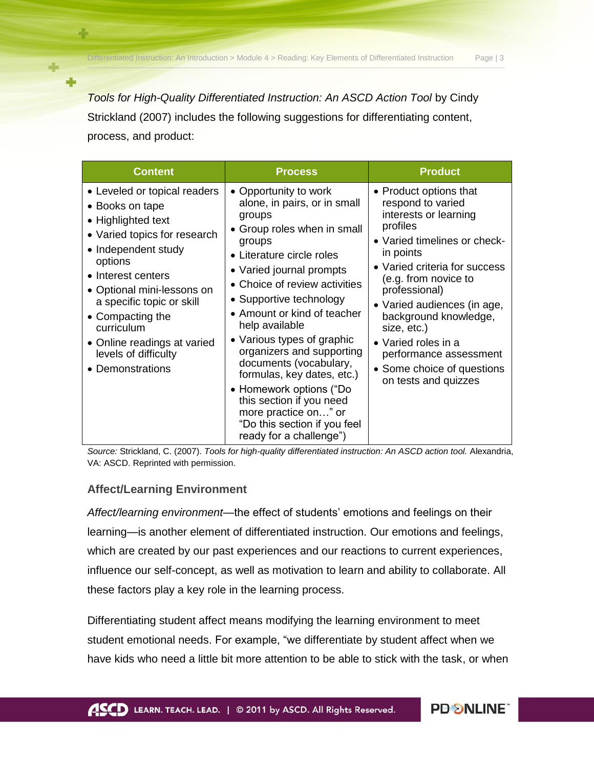*Tools for High-Quality Differentiated Instruction: An ASCD Action Tool* by Cindy Strickland (2007) includes the following suggestions for differentiating content, process, and product:

| Content | Process | Product |
|---|---|---|
| • Leveled or topical readers<br>• Books on tape<br>• Highlighted text<br>• Varied topics for research<br>• Independent study options<br>• Interest centers<br>• Optional mini-lessons on a specific topic or skill<br>• Compacting the curriculum<br>• Online readings at varied levels of difficulty<br>• Demonstrations | • Opportunity to work alone, in pairs, or in small groups<br>• Group roles when in small groups<br>• Literature circle roles<br>• Varied journal prompts<br>• Choice of review activities<br>• Supportive technology<br>• Amount or kind of teacher help available<br>• Various types of graphic organizers and supporting documents (vocabulary, formulas, key dates, etc.)<br>• Homework options ("Do this section if you need more practice on…" or "Do this section if you feel ready for a challenge") | • Product options that respond to varied interests or learning profiles<br>• Varied timelines or check-in points<br>• Varied criteria for success (e.g. from novice to professional)<br>• Varied audiences (in age, background knowledge, size, etc.)<br>• Varied roles in a performance assessment<br>• Some choice of questions on tests and quizzes |

*Source:* Strickland, C. (2007). *Tools for high-quality differentiated instruction: An ASCD action tool.* Alexandria, VA: ASCD. Reprinted with permission.

### Affect/Learning Environment

*Affect/learning environment*—the effect of students' emotions and feelings on their learning—is another element of differentiated instruction. Our emotions and feelings, which are created by our past experiences and our reactions to current experiences, influence our self-concept, as well as motivation to learn and ability to collaborate. All these factors play a key role in the learning process.

Differentiating student affect means modifying the learning environment to meet student emotional needs. For example, "we differentiate by student affect when we have kids who need a little bit more attention to be able to stick with the task, or when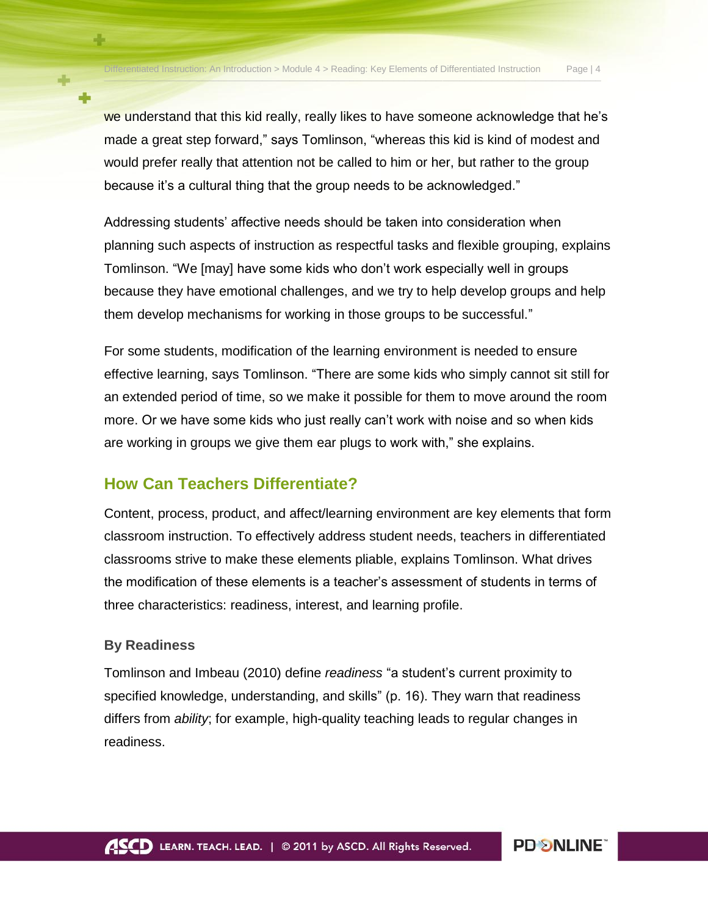we understand that this kid really, really likes to have someone acknowledge that he's made a great step forward," says Tomlinson, "whereas this kid is kind of modest and would prefer really that attention not be called to him or her, but rather to the group because it's a cultural thing that the group needs to be acknowledged."

Addressing students' affective needs should be taken into consideration when planning such aspects of instruction as respectful tasks and flexible grouping, explains Tomlinson. "We [may] have some kids who don't work especially well in groups because they have emotional challenges, and we try to help develop groups and help them develop mechanisms for working in those groups to be successful."

For some students, modification of the learning environment is needed to ensure effective learning, says Tomlinson. "There are some kids who simply cannot sit still for an extended period of time, so we make it possible for them to move around the room more. Or we have some kids who just really can't work with noise and so when kids are working in groups we give them ear plugs to work with," she explains.

## How Can Teachers Differentiate?

Content, process, product, and affect/learning environment are key elements that form classroom instruction. To effectively address student needs, teachers in differentiated classrooms strive to make these elements pliable, explains Tomlinson. What drives the modification of these elements is a teacher's assessment of students in terms of three characteristics: readiness, interest, and learning profile.

### By Readiness

Tomlinson and Imbeau (2010) define *readiness* "a student's current proximity to specified knowledge, understanding, and skills" (p. 16). They warn that readiness differs from *ability*; for example, high-quality teaching leads to regular changes in readiness.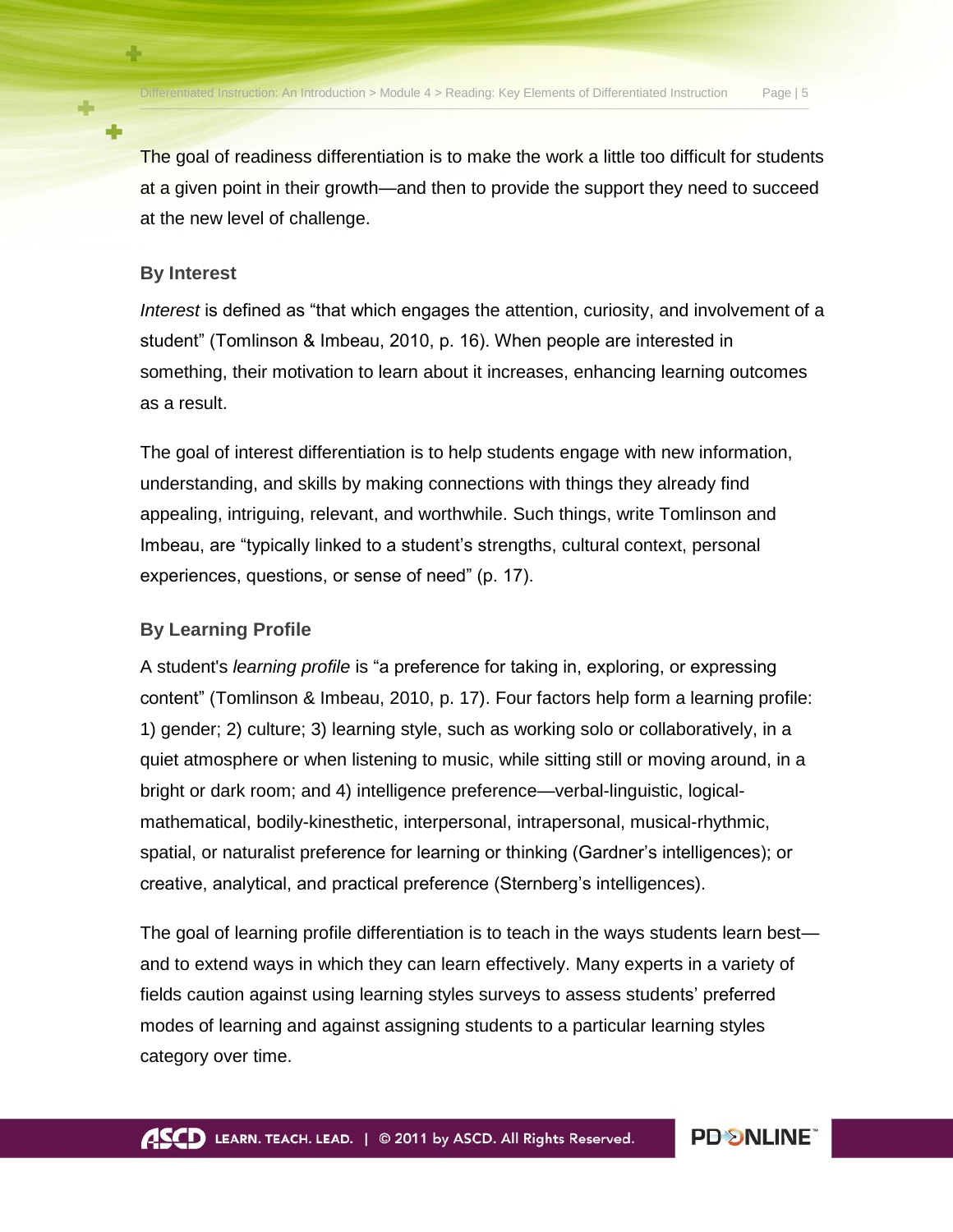The goal of readiness differentiation is to make the work a little too difficult for students at a given point in their growth—and then to provide the support they need to succeed at the new level of challenge.

### By Interest

*Interest* is defined as "that which engages the attention, curiosity, and involvement of a student" (Tomlinson & Imbeau, 2010, p. 16). When people are interested in something, their motivation to learn about it increases, enhancing learning outcomes as a result.

The goal of interest differentiation is to help students engage with new information, understanding, and skills by making connections with things they already find appealing, intriguing, relevant, and worthwhile. Such things, write Tomlinson and Imbeau, are "typically linked to a student's strengths, cultural context, personal experiences, questions, or sense of need" (p. 17).

### By Learning Profile

A student's *learning profile* is "a preference for taking in, exploring, or expressing content" (Tomlinson & Imbeau, 2010, p. 17). Four factors help form a learning profile: 1) gender; 2) culture; 3) learning style, such as working solo or collaboratively, in a quiet atmosphere or when listening to music, while sitting still or moving around, in a bright or dark room; and 4) intelligence preference—verbal-linguistic, logical-mathematical, bodily-kinesthetic, interpersonal, intrapersonal, musical-rhythmic, spatial, or naturalist preference for learning or thinking (Gardner's intelligences); or creative, analytical, and practical preference (Sternberg's intelligences).

The goal of learning profile differentiation is to teach in the ways students learn best—and to extend ways in which they can learn effectively. Many experts in a variety of fields caution against using learning styles surveys to assess students' preferred modes of learning and against assigning students to a particular learning styles category over time.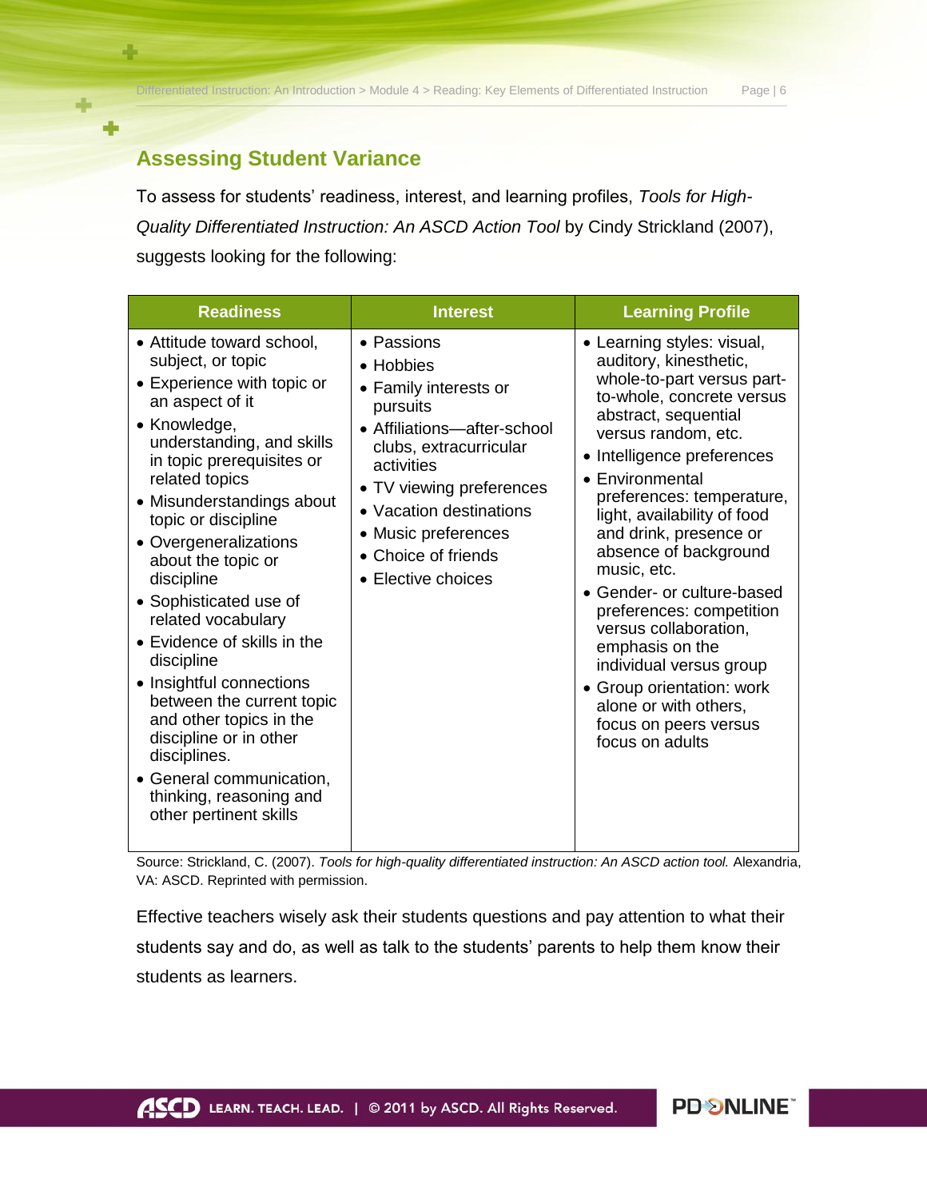## Assessing Student Variance

To assess for students' readiness, interest, and learning profiles, *Tools for High-Quality Differentiated Instruction: An ASCD Action Tool* by Cindy Strickland (2007), suggests looking for the following:

| Readiness | Interest | Learning Profile |
|---|---|---|
| • Attitude toward school, subject, or topic<br>• Experience with topic or an aspect of it<br>• Knowledge, understanding, and skills in topic prerequisites or related topics<br>• Misunderstandings about topic or discipline<br>• Overgeneralizations about the topic or discipline<br>• Sophisticated use of related vocabulary<br>• Evidence of skills in the discipline<br>• Insightful connections between the current topic and other topics in the discipline or in other disciplines.<br>• General communication, thinking, reasoning and other pertinent skills | • Passions<br>• Hobbies<br>• Family interests or pursuits<br>• Affiliations—after-school clubs, extracurricular activities<br>• TV viewing preferences<br>• Vacation destinations<br>• Music preferences<br>• Choice of friends<br>• Elective choices | • Learning styles: visual, auditory, kinesthetic, whole-to-part versus part-to-whole, concrete versus abstract, sequential versus random, etc.<br>• Intelligence preferences<br>• Environmental preferences: temperature, light, availability of food and drink, presence or absence of background music, etc.<br>• Gender- or culture-based preferences: competition versus collaboration, emphasis on the individual versus group<br>• Group orientation: work alone or with others, focus on peers versus focus on adults |

Source: Strickland, C. (2007). *Tools for high-quality differentiated instruction: An ASCD action tool.* Alexandria, VA: ASCD. Reprinted with permission.

Effective teachers wisely ask their students questions and pay attention to what their students say and do, as well as talk to the students' parents to help them know their students as learners.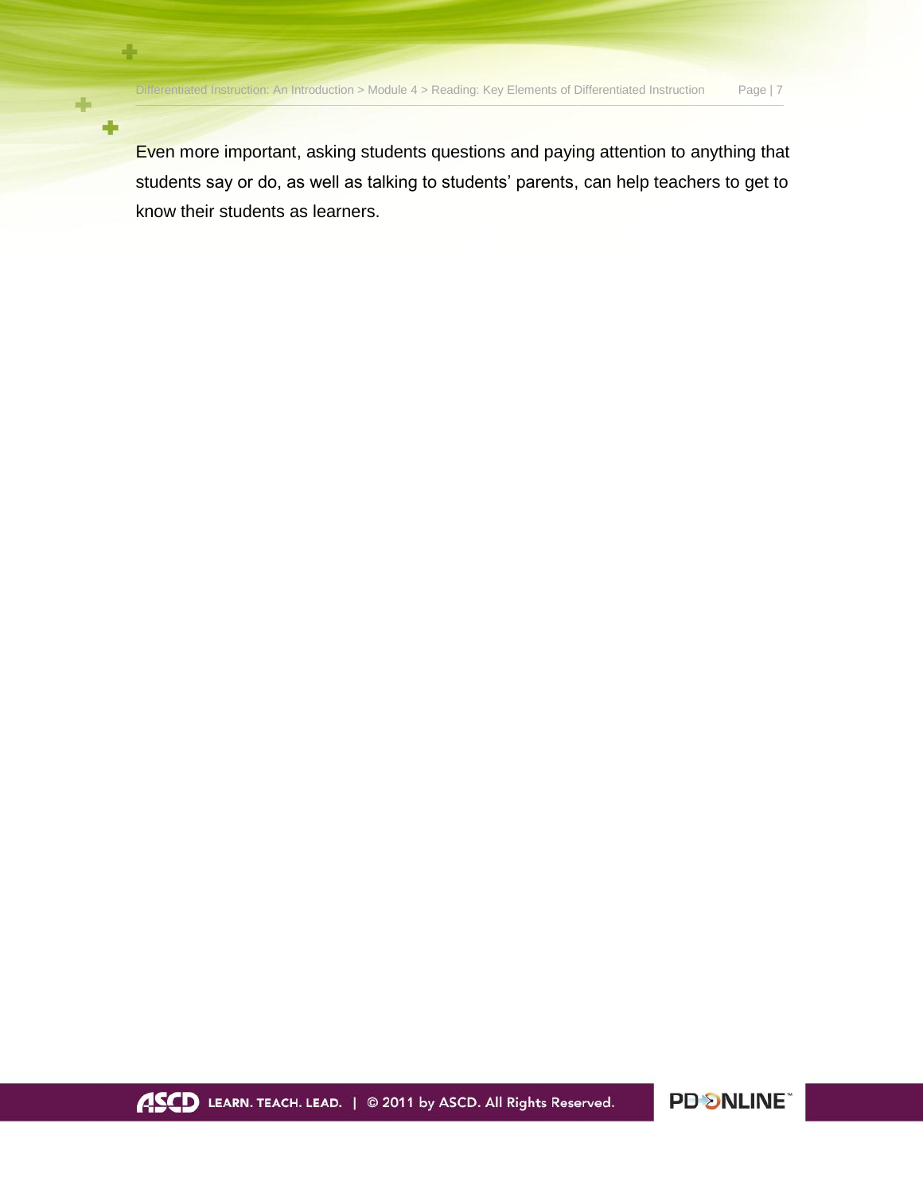Even more important, asking students questions and paying attention to anything that students say or do, as well as talking to students' parents, can help teachers to get to know their students as learners.